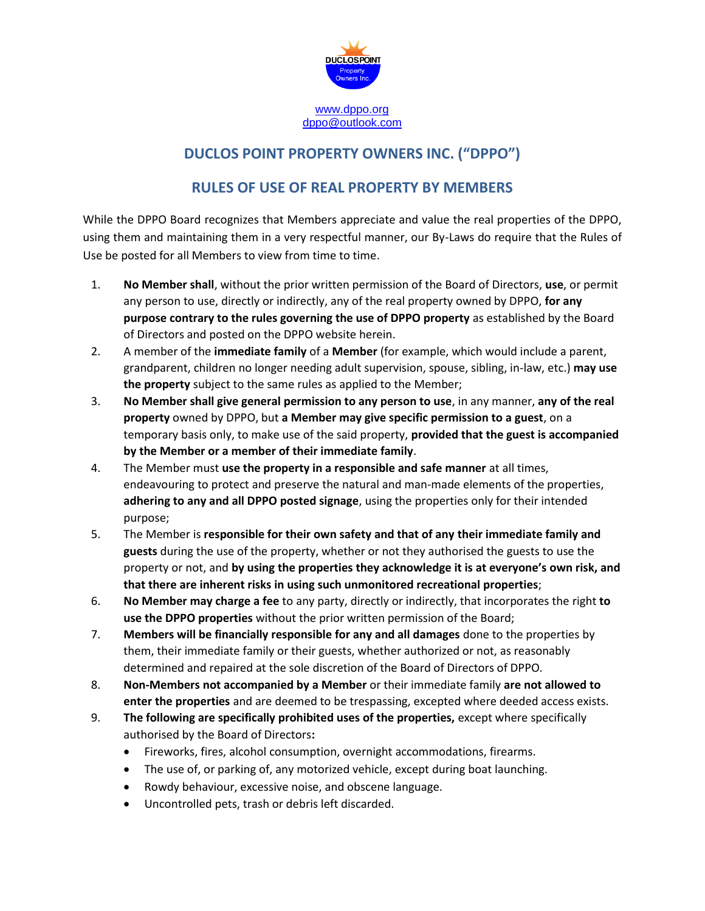DUCLOSPOINT Property Owners Inc.

www.dppo.org
dppo@outlook.com

## DUCLOS POINT PROPERTY OWNERS INC. ("DPPO")

## RULES OF USE OF REAL PROPERTY BY MEMBERS

While the DPPO Board recognizes that Members appreciate and value the real properties of the DPPO, using them and maintaining them in a very respectful manner, our By-Laws do require that the Rules of Use be posted for all Members to view from time to time.

1. **No Member shall**, without the prior written permission of the Board of Directors, **use**, or permit any person to use, directly or indirectly, any of the real property owned by DPPO, **for any purpose contrary to the rules governing the use of DPPO property** as established by the Board of Directors and posted on the DPPO website herein.
2. A member of the **immediate family** of a **Member** (for example, which would include a parent, grandparent, children no longer needing adult supervision, spouse, sibling, in-law, etc.) **may use the property** subject to the same rules as applied to the Member;
3. **No Member shall give general permission to any person to use**, in any manner, **any of the real property** owned by DPPO, but **a Member may give specific permission to a guest**, on a temporary basis only, to make use of the said property, **provided that the guest is accompanied by the Member or a member of their immediate family**.
4. The Member must **use the property in a responsible and safe manner** at all times, endeavouring to protect and preserve the natural and man-made elements of the properties, **adhering to any and all DPPO posted signage**, using the properties only for their intended purpose;
5. The Member is **responsible for their own safety and that of any their immediate family and guests** during the use of the property, whether or not they authorised the guests to use the property or not, and **by using the properties they acknowledge it is at everyone's own risk, and that there are inherent risks in using such unmonitored recreational properties**;
6. **No Member may charge a fee** to any party, directly or indirectly, that incorporates the right **to use the DPPO properties** without the prior written permission of the Board;
7. **Members will be financially responsible for any and all damages** done to the properties by them, their immediate family or their guests, whether authorized or not, as reasonably determined and repaired at the sole discretion of the Board of Directors of DPPO.
8. **Non-Members not accompanied by a Member** or their immediate family **are not allowed to enter the properties** and are deemed to be trespassing, excepted where deeded access exists.
9. **The following are specifically prohibited uses of the properties,** except where specifically authorised by the Board of Directors**:**
   - Fireworks, fires, alcohol consumption, overnight accommodations, firearms.
   - The use of, or parking of, any motorized vehicle, except during boat launching.
   - Rowdy behaviour, excessive noise, and obscene language.
   - Uncontrolled pets, trash or debris left discarded.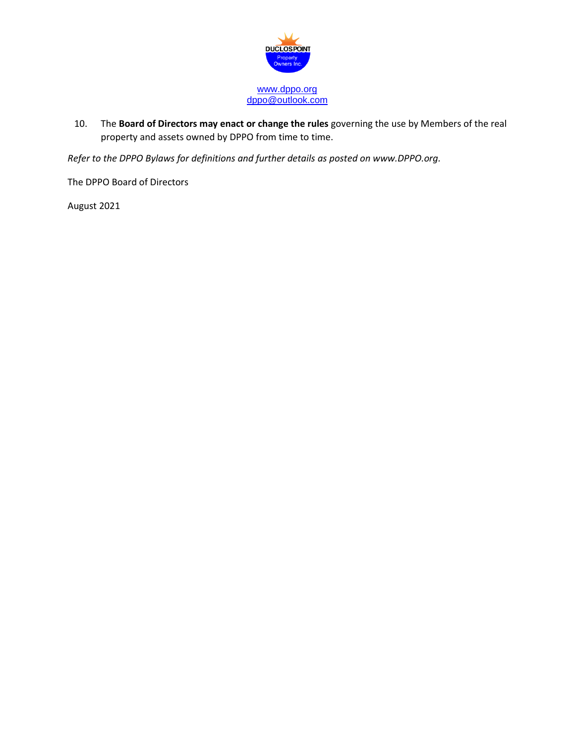www.dppo.org
dppo@outlook.com

10. The **Board of Directors may enact or change the rules** governing the use by Members of the real property and assets owned by DPPO from time to time.

*Refer to the DPPO Bylaws for definitions and further details as posted on www.DPPO.org.*

The DPPO Board of Directors

August 2021